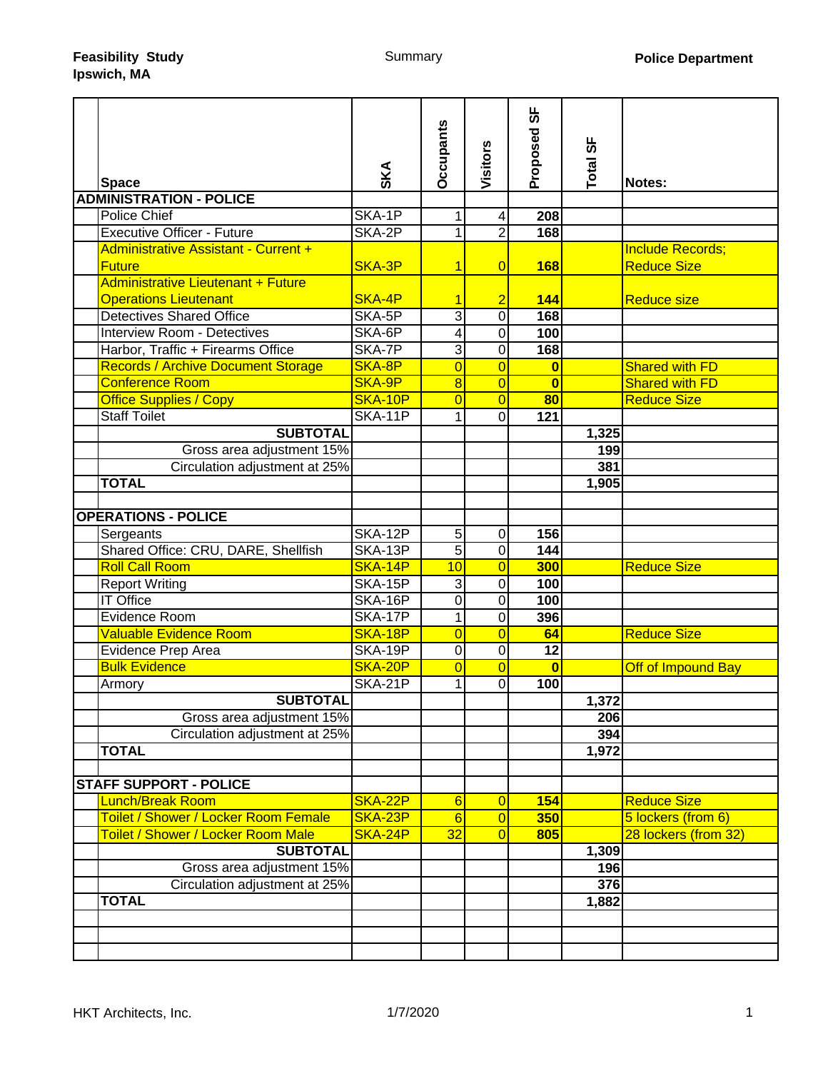**Feasibility Study**
**Ipswich, MA**

Summary

**Police Department**

| Space | SKA | Occupants | Visitors | Proposed SF | Total SF | Notes: |
|---|---|---|---|---|---|---|
| **ADMINISTRATION - POLICE** | | | | | | |
| Police Chief | SKA-1P | 1 | 4 | **208** | | |
| Executive Officer - Future | SKA-2P | 1 | 2 | **168** | | |
| Administrative Assistant - Current + Future | SKA-3P | 1 | 0 | **168** | | Include Records; Reduce Size |
| Administrative Lieutenant + Future Operations Lieutenant | SKA-4P | 1 | 2 | **144** | | Reduce size |
| Detectives Shared Office | SKA-5P | 3 | 0 | **168** | | |
| Interview Room - Detectives | SKA-6P | 4 | 0 | **100** | | |
| Harbor, Traffic + Firearms Office | SKA-7P | 3 | 0 | **168** | | |
| Records / Archive Document Storage | SKA-8P | 0 | 0 | **0** | | Shared with FD |
| Conference Room | SKA-9P | 8 | 0 | **0** | | Shared with FD |
| Office Supplies / Copy | SKA-10P | 0 | 0 | **80** | | Reduce Size |
| Staff Toilet | SKA-11P | 1 | 0 | **121** | | |
| **SUBTOTAL** | | | | | **1,325** | |
| Gross area adjustment 15% | | | | | **199** | |
| Circulation adjustment at 25% | | | | | **381** | |
| **TOTAL** | | | | | **1,905** | |
| | | | | | | |
| **OPERATIONS - POLICE** | | | | | | |
| Sergeants | SKA-12P | 5 | 0 | **156** | | |
| Shared Office: CRU, DARE, Shellfish | SKA-13P | 5 | 0 | **144** | | |
| Roll Call Room | SKA-14P | 10 | 0 | **300** | | Reduce Size |
| Report Writing | SKA-15P | 3 | 0 | **100** | | |
| IT Office | SKA-16P | 0 | 0 | **100** | | |
| Evidence Room | SKA-17P | 1 | 0 | **396** | | |
| Valuable Evidence Room | SKA-18P | 0 | 0 | **64** | | Reduce Size |
| Evidence Prep Area | SKA-19P | 0 | 0 | **12** | | |
| Bulk Evidence | SKA-20P | 0 | 0 | **0** | | Off of Impound Bay |
| Armory | SKA-21P | 1 | 0 | **100** | | |
| **SUBTOTAL** | | | | | **1,372** | |
| Gross area adjustment 15% | | | | | **206** | |
| Circulation adjustment at 25% | | | | | **394** | |
| **TOTAL** | | | | | **1,972** | |
| | | | | | | |
| **STAFF SUPPORT - POLICE** | | | | | | |
| Lunch/Break Room | SKA-22P | 6 | 0 | **154** | | Reduce Size |
| Toilet / Shower / Locker Room Female | SKA-23P | 6 | 0 | **350** | | 5 lockers (from 6) |
| Toilet / Shower / Locker Room Male | SKA-24P | 32 | 0 | **805** | | 28 lockers (from 32) |
| **SUBTOTAL** | | | | | **1,309** | |
| Gross area adjustment 15% | | | | | **196** | |
| Circulation adjustment at 25% | | | | | **376** | |
| **TOTAL** | | | | | **1,882** | |

HKT Architects, Inc. 1/7/2020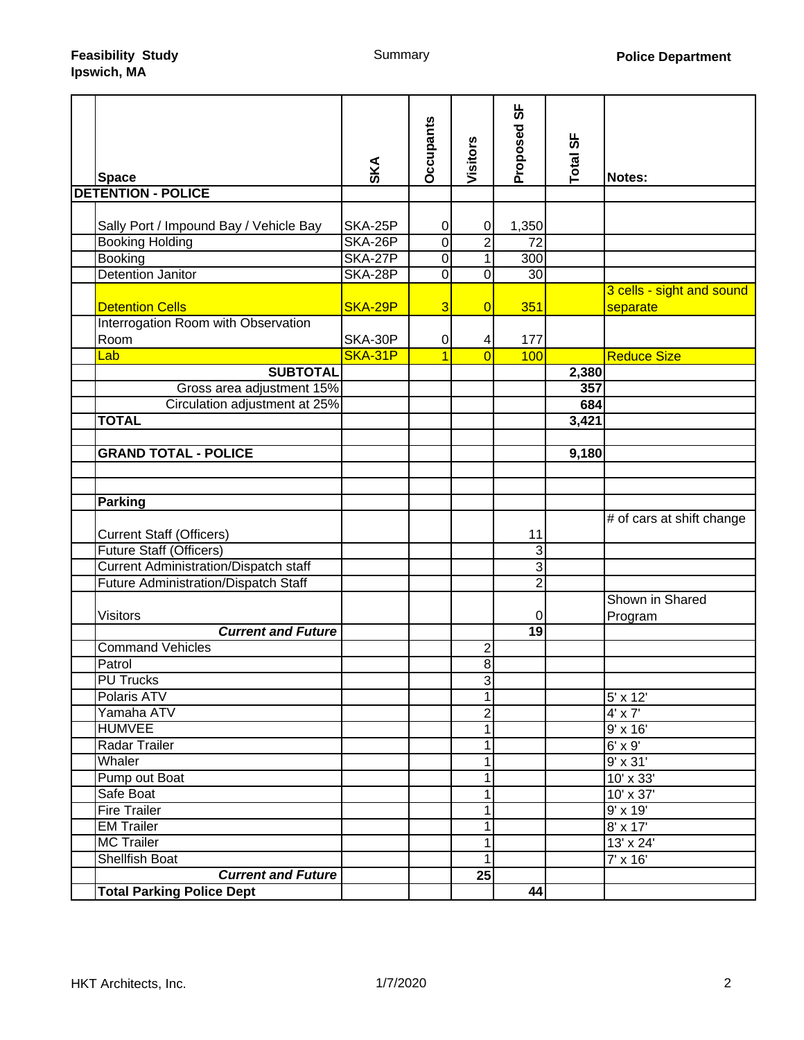**Feasibility Study**
**Ipswich, MA**

Summary

**Police Department**

| | Space | SKA | Occupants | Visitors | Proposed SF | Total SF | Notes: |
|---|---|---|---|---|---|---|---|
| **DETENTION - POLICE** | | | | | | | |
| | Sally Port / Impound Bay / Vehicle Bay | SKA-25P | 0 | 0 | 1,350 | | |
| | Booking Holding | SKA-26P | 0 | 2 | 72 | | |
| | Booking | SKA-27P | 0 | 1 | 300 | | |
| | Detention Janitor | SKA-28P | 0 | 0 | 30 | | |
| | Detention Cells | SKA-29P | 3 | 0 | 351 | | 3 cells - sight and sound separate |
| | Interrogation Room with Observation Room | SKA-30P | 0 | 4 | 177 | | |
| | Lab | SKA-31P | 1 | 0 | 100 | | Reduce Size |
| | **SUBTOTAL** | | | | | **2,380** | |
| | Gross area adjustment 15% | | | | | **357** | |
| | Circulation adjustment at 25% | | | | | **684** | |
| | **TOTAL** | | | | | **3,421** | |
| | | | | | | | |
| | **GRAND TOTAL - POLICE** | | | | | **9,180** | |
| | | | | | | | |
| | | | | | | | |
| | **Parking** | | | | | | |
| | Current Staff (Officers) | | | | 11 | | # of cars at shift change |
| | Future Staff (Officers) | | | | 3 | | |
| | Current Administration/Dispatch staff | | | | 3 | | |
| | Future Administration/Dispatch Staff | | | | 2 | | |
| | Visitors | | | | 0 | | Shown in Shared Program |
| | ***Current and Future*** | | | | **19** | | |
| | Command Vehicles | | | 2 | | | |
| | Patrol | | | 8 | | | |
| | PU Trucks | | | 3 | | | |
| | Polaris ATV | | | 1 | | | 5' x 12' |
| | Yamaha ATV | | | 2 | | | 4' x 7' |
| | HUMVEE | | | 1 | | | 9' x 16' |
| | Radar Trailer | | | 1 | | | 6' x 9' |
| | Whaler | | | 1 | | | 9' x 31' |
| | Pump out Boat | | | 1 | | | 10' x 33' |
| | Safe Boat | | | 1 | | | 10' x 37' |
| | Fire Trailer | | | 1 | | | 9' x 19' |
| | EM Trailer | | | 1 | | | 8' x 17' |
| | MC Trailer | | | 1 | | | 13' x 24' |
| | Shellfish Boat | | | 1 | | | 7' x 16' |
| | ***Current and Future*** | | | **25** | | | |
| | **Total Parking Police Dept** | | | | **44** | | |

HKT Architects, Inc.    1/7/2020